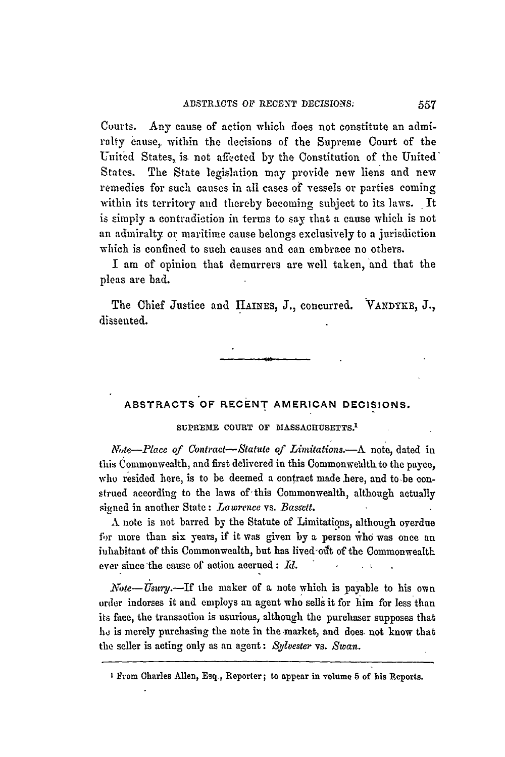Courts. Any cause of action which does not constitute an admiralty cause, within the decisions of the Supreme Court of the United States, is not affected by the Constitution of the United States. The State legislation may provide new liens and new remedies for such causes in all cases of vessels or parties coming within its territory and thereby becoming subject to its laws. It is simply a contradiction in terms to say that a cause which is not an admiralty or maritime cause belongs exclusively to a jurisdiction which is confined to such causes and can embrace no others.

I am of opinion that demurrers are well taken, and that the pleas are bad.

The Chief Justice and HAINES, J., concurred. VANDYKE, J., dissented.

---

## ABSTRACTS OF RECENT AMERICAN DECISIONS.

### SUPREME COURT OF MASSACHUSETTS.[1]

*Note—Place of Contract—Statute of Limitations.*—A note, dated in this Commonwealth, and first delivered in this Commonwealth to the payee, who resided here, is to be deemed a contract made here, and to be construed according to the laws of this Commonwealth, although actually signed in another State: *Lawrence* vs. *Bassett.*

A note is not barred by the Statute of Limitations, although overdue for more than six years, if it was given by a person who was once an inhabitant of this Commonwealth, but has lived out of the Commonwealth ever since the cause of action accrued: *Id.*

*Note—Usury.*—If the maker of a note which is payable to his own order indorses it and employs an agent who sells it for him for less than its face, the transaction is usurious, although the purchaser supposes that he is merely purchasing the note in the market, and does not know that the seller is acting only as an agent: *Sylvester* vs. *Swan.*

---

[1] From Charles Allen, Esq., Reporter; to appear in volume 5 of his Reports.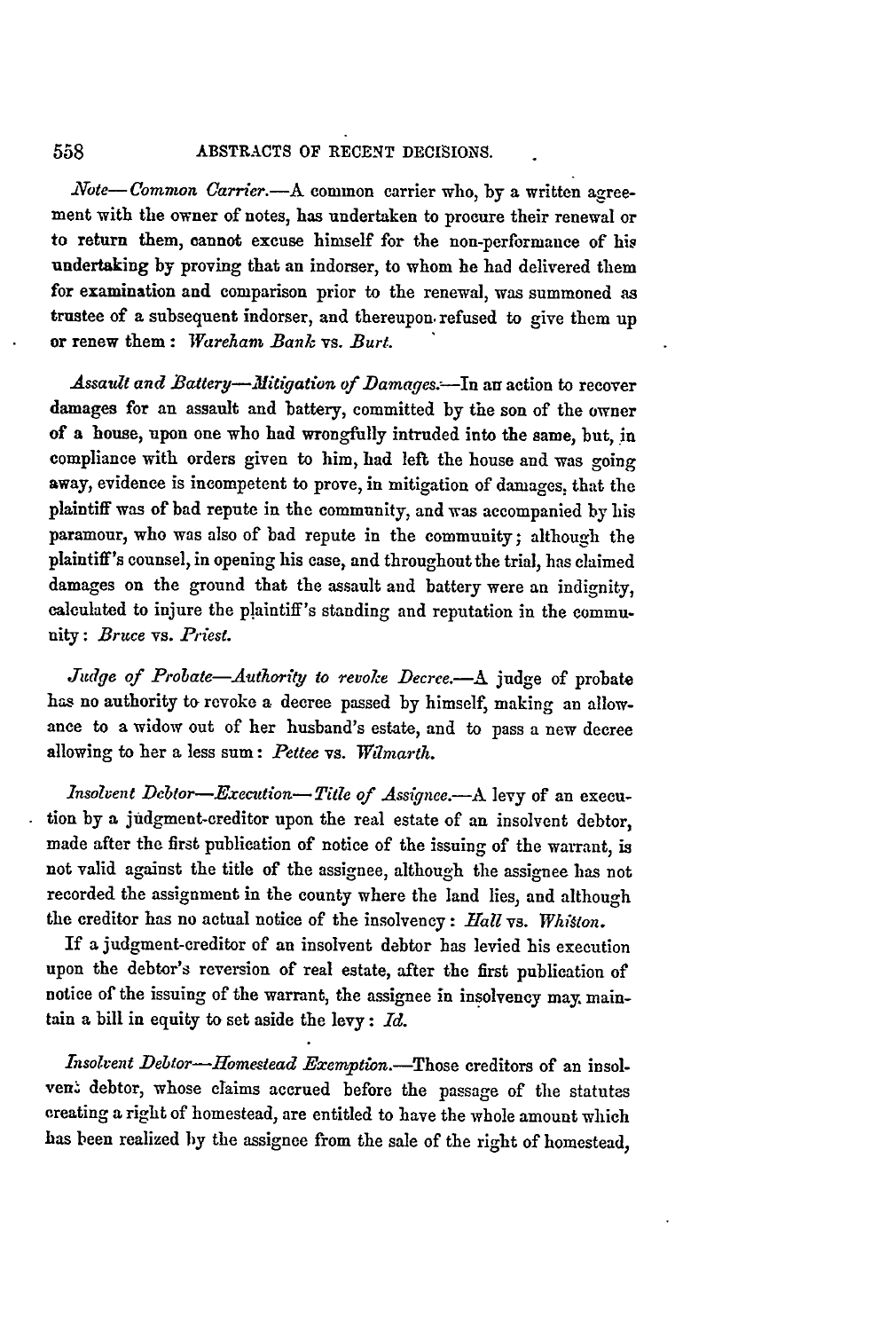*Note—Common Carrier.*—A common carrier who, by a written agreement with the owner of notes, has undertaken to procure their renewal or to return them, cannot excuse himself for the non-performance of his undertaking by proving that an indorser, to whom he had delivered them for examination and comparison prior to the renewal, was summoned as trustee of a subsequent indorser, and thereupon refused to give them up or renew them: *Wareham Bank* vs. *Burt.*

*Assault and Battery—Mitigation of Damages.*—In an action to recover damages for an assault and battery, committed by the son of the owner of a house, upon one who had wrongfully intruded into the same, but, in compliance with orders given to him, had left the house and was going away, evidence is incompetent to prove, in mitigation of damages, that the plaintiff was of bad repute in the community, and was accompanied by his paramour, who was also of bad repute in the community; although the plaintiff's counsel, in opening his case, and throughout the trial, has claimed damages on the ground that the assault and battery were an indignity, calculated to injure the plaintiff's standing and reputation in the community: *Bruce* vs. *Priest.*

*Judge of Probate—Authority to revoke Decree.*—A judge of probate has no authority to revoke a decree passed by himself, making an allowance to a widow out of her husband's estate, and to pass a new decree allowing to her a less sum: *Pettee* vs. *Wilmarth.*

*Insolvent Debtor—Execution—Title of Assignee.*—A levy of an execution by a judgment-creditor upon the real estate of an insolvent debtor, made after the first publication of notice of the issuing of the warrant, is not valid against the title of the assignee, although the assignee has not recorded the assignment in the county where the land lies, and although the creditor has no actual notice of the insolvency: *Hall* vs. *Whiston.*

If a judgment-creditor of an insolvent debtor has levied his execution upon the debtor's reversion of real estate, after the first publication of notice of the issuing of the warrant, the assignee in insolvency may maintain a bill in equity to set aside the levy: *Id.*

*Insolvent Debtor—Homestead Exemption.*—Those creditors of an insolvent debtor, whose claims accrued before the passage of the statutes creating a right of homestead, are entitled to have the whole amount which has been realized by the assignee from the sale of the right of homestead,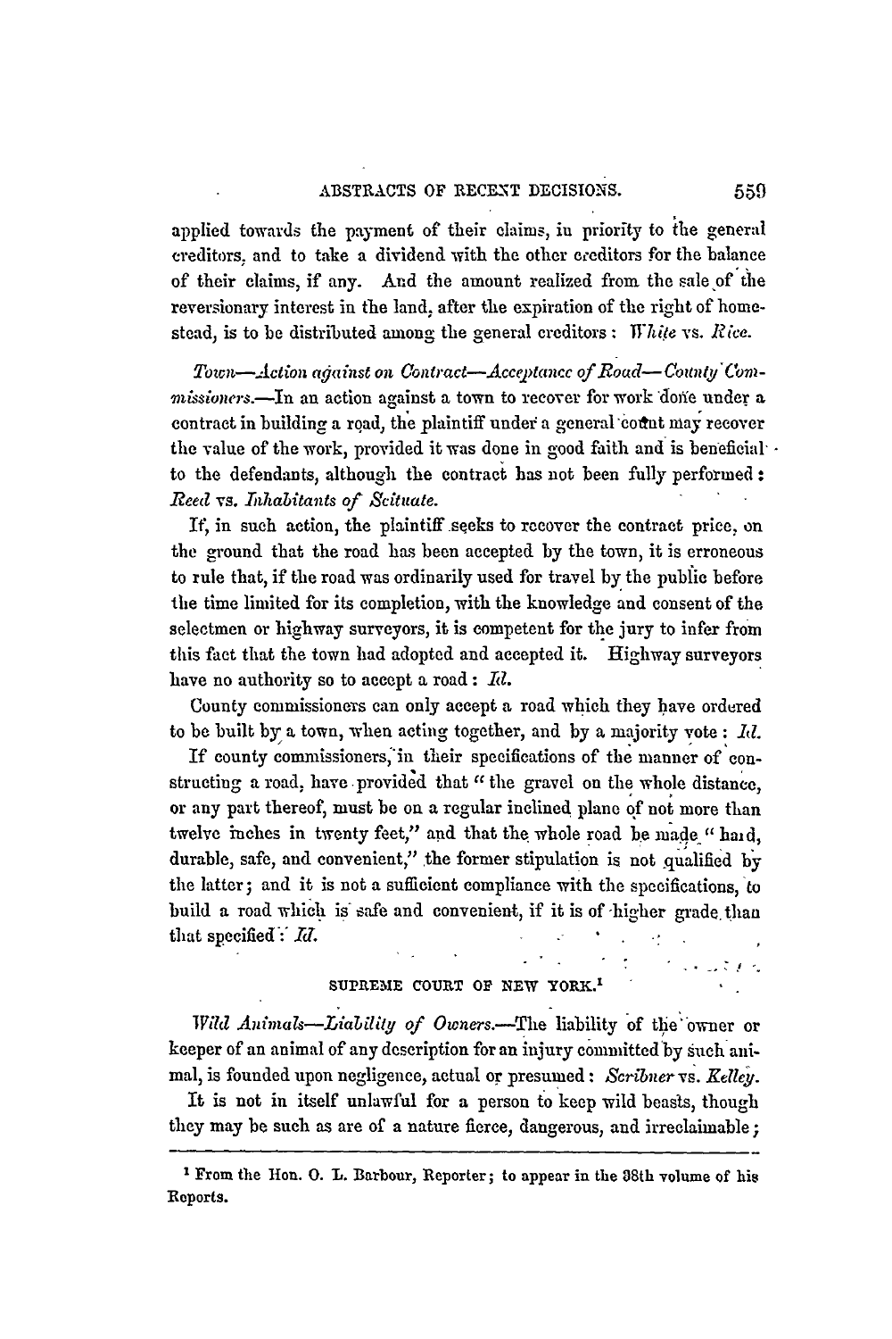applied towards the payment of their claims, in priority to the general creditors, and to take a dividend with the other creditors for the balance of their claims, if any. And the amount realized from the sale of the reversionary interest in the land, after the expiration of the right of homestead, is to be distributed among the general creditors: *White* vs. *Rice.*

*Town—Action against on Contract—Acceptance of Road—County Commissioners.*—In an action against a town to recover for work done under a contract in building a road, the plaintiff under a general count may recover the value of the work, provided it was done in good faith and is beneficial to the defendants, although the contract has not been fully performed: *Reed* vs. *Inhabitants of Scituate.*

If, in such action, the plaintiff seeks to recover the contract price, on the ground that the road has been accepted by the town, it is erroneous to rule that, if the road was ordinarily used for travel by the public before the time limited for its completion, with the knowledge and consent of the selectmen or highway surveyors, it is competent for the jury to infer from this fact that the town had adopted and accepted it. Highway surveyors have no authority so to accept a road: *Id.*

County commissioners can only accept a road which they have ordered to be built by a town, when acting together, and by a majority vote: *Id.*

If county commissioners, in their specifications of the manner of constructing a road, have provided that "the gravel on the whole distance, or any part thereof, must be on a regular inclined plane of not more than twelve inches in twenty feet," and that the whole road be made "hard, durable, safe, and convenient," the former stipulation is not qualified by the latter; and it is not a sufficient compliance with the specifications, to build a road which is safe and convenient, if it is of higher grade than that specified: *Id.*

## SUPREME COURT OF NEW YORK.[1]

*Wild Animals—Liability of Owners.*—The liability of the owner or keeper of an animal of any description for an injury committed by such animal, is founded upon negligence, actual or presumed: *Scribner* vs. *Kelley.*

It is not in itself unlawful for a person to keep wild beasts, though they may be such as are of a nature fierce, dangerous, and irreclaimable;

---

[1] From the Hon. O. L. Barbour, Reporter; to appear in the 38th volume of his Reports.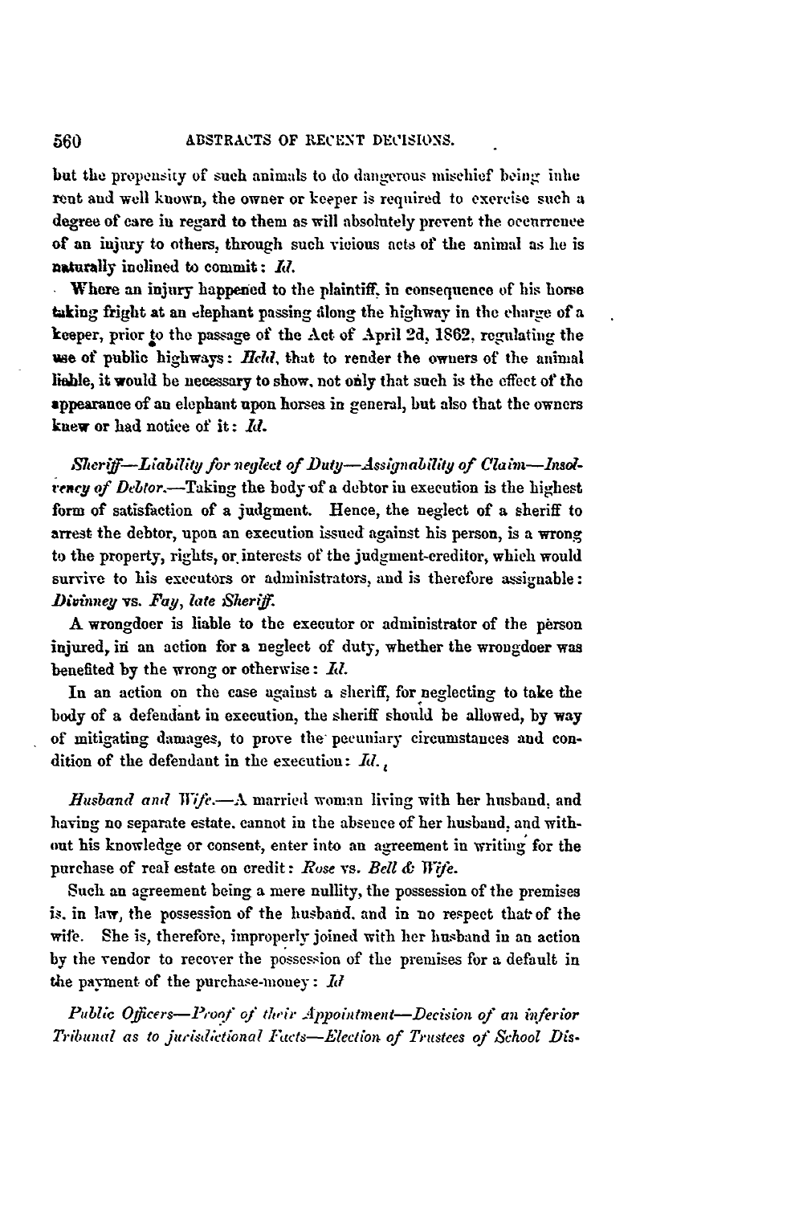but the propensity of such animals to do dangerous mischief being inherent and well known, the owner or keeper is required to exercise such a degree of care in regard to them as will absolutely prevent the occurrence of an injury to others, through such vicious acts of the animal as he is naturally inclined to commit: *Id.*

Where an injury happened to the plaintiff, in consequence of his horse taking fright at an elephant passing along the highway in the charge of a keeper, prior to the passage of the Act of April 2d, 1862, regulating the use of public highways: *Held*, that to render the owners of the animal liable, it would be necessary to show, not only that such is the effect of the appearance of an elephant upon horses in general, but also that the owners knew or had notice of it: *Id.*

*Sheriff—Liability for neglect of Duty—Assignability of Claim—Insolvency of Debtor.*—Taking the body of a debtor in execution is the highest form of satisfaction of a judgment. Hence, the neglect of a sheriff to arrest the debtor, upon an execution issued against his person, is a wrong to the property, rights, or interests of the judgment-creditor, which would survive to his executors or administrators, and is therefore assignable: *Divinney* vs. *Fay, late Sheriff.*

A wrongdoer is liable to the executor or administrator of the person injured, in an action for a neglect of duty, whether the wrongdoer was benefited by the wrong or otherwise: *Id.*

In an action on the case against a sheriff, for neglecting to take the body of a defendant in execution, the sheriff should be allowed, by way of mitigating damages, to prove the pecuniary circumstances and condition of the defendant in the execution: *Id.*

*Husband and Wife.*—A married woman living with her husband, and having no separate estate, cannot in the absence of her husband, and without his knowledge or consent, enter into an agreement in writing for the purchase of real estate on credit: *Rose* vs. *Bell & Wife.*

Such an agreement being a mere nullity, the possession of the premises is, in law, the possession of the husband, and in no respect that of the wife. She is, therefore, improperly joined with her husband in an action by the vendor to recover the possession of the premises for a default in the payment of the purchase-money: *Id*

*Public Officers—Proof of their Appointment—Decision of an inferior Tribunal as to jurisdictional Facts—Election of Trustees of School Dis-*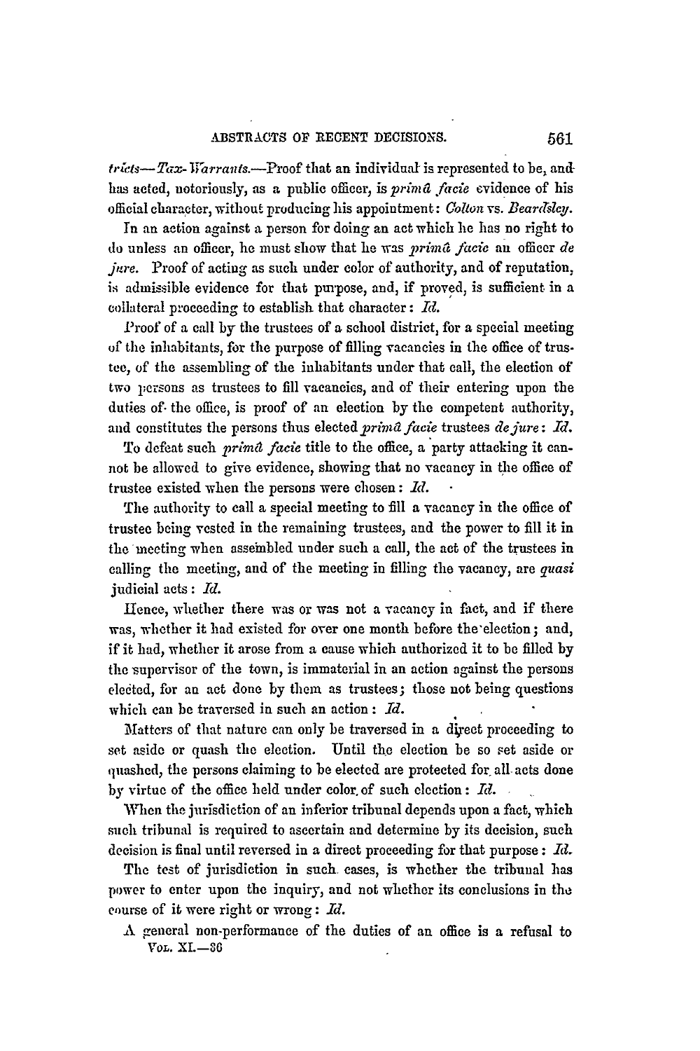*tricts—Tax-Warrants.*—Proof that an individual is represented to be, and has acted, notoriously, as a public officer, is *primâ facie* evidence of his official character, without producing his appointment: *Colton* vs. *Beardsley.*

In an action against a person for doing an act which he has no right to do unless an officer, he must show that he was *primâ facie* an officer *de jure.* Proof of acting as such under color of authority, and of reputation, is admissible evidence for that purpose, and, if proved, is sufficient in a collateral proceeding to establish that character: *Id.*

Proof of a call by the trustees of a school district, for a special meeting of the inhabitants, for the purpose of filling vacancies in the office of trustee, of the assembling of the inhabitants under that call, the election of two persons as trustees to fill vacancies, and of their entering upon the duties of the office, is proof of an election by the competent authority, and constitutes the persons thus elected *primâ facie* trustees *de jure*: *Id.*

To defeat such *primâ facie* title to the office, a party attacking it cannot be allowed to give evidence, showing that no vacancy in the office of trustee existed when the persons were chosen: *Id.*

The authority to call a special meeting to fill a vacancy in the office of trustee being vested in the remaining trustees, and the power to fill it in the meeting when assembled under such a call, the act of the trustees in calling the meeting, and of the meeting in filling the vacancy, are *quasi* judicial acts: *Id.*

Hence, whether there was or was not a vacancy in fact, and if there was, whether it had existed for over one month before the election; and, if it had, whether it arose from a cause which authorized it to be filled by the supervisor of the town, is immaterial in an action against the persons elected, for an act done by them as trustees; those not being questions which can be traversed in such an action: *Id.*

Matters of that nature can only be traversed in a direct proceeding to set aside or quash the election. Until the election be so set aside or quashed, the persons claiming to be elected are protected for all acts done by virtue of the office held under color of such election: *Id.*

When the jurisdiction of an inferior tribunal depends upon a fact, which such tribunal is required to ascertain and determine by its decision, such decision is final until reversed in a direct proceeding for that purpose: *Id.*

The test of jurisdiction in such cases, is whether the tribunal has power to enter upon the inquiry, and not whether its conclusions in the course of it were right or wrong: *Id.*

A general non-performance of the duties of an office is a refusal to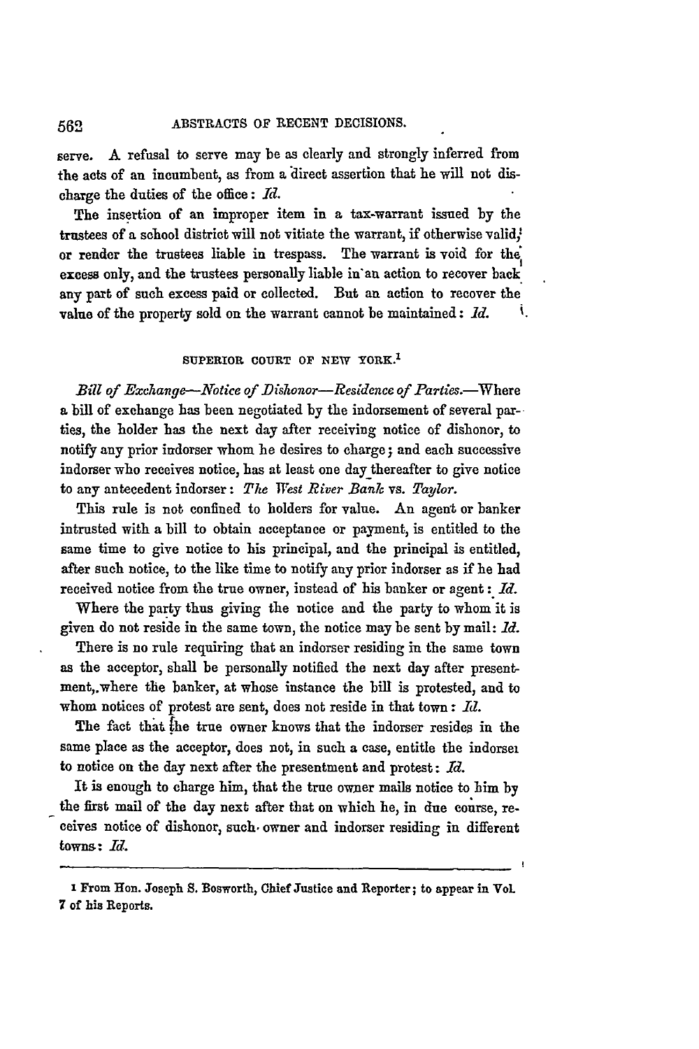serve. A refusal to serve may be as clearly and strongly inferred from the acts of an incumbent, as from a direct assertion that he will not discharge the duties of the office: *Id.*

The insertion of an improper item in a tax-warrant issued by the trustees of a school district will not vitiate the warrant, if otherwise valid, or render the trustees liable in trespass. The warrant is void for the excess only, and the trustees personally liable in an action to recover back any part of such excess paid or collected. But an action to recover the value of the property sold on the warrant cannot be maintained: *Id.*

## SUPERIOR COURT OF NEW YORK.[1]

*Bill of Exchange—Notice of Dishonor—Residence of Parties.*—Where a bill of exchange has been negotiated by the indorsement of several parties, the holder has the next day after receiving notice of dishonor, to notify any prior indorser whom he desires to charge; and each successive indorser who receives notice, has at least one day thereafter to give notice to any antecedent indorser: *The West River Bank* vs. *Taylor.*

This rule is not confined to holders for value. An agent or banker intrusted with a bill to obtain acceptance or payment, is entitled to the same time to give notice to his principal, and the principal is entitled, after such notice, to the like time to notify any prior indorser as if he had received notice from the true owner, instead of his banker or agent: *Id.*

Where the party thus giving the notice and the party to whom it is given do not reside in the same town, the notice may be sent by mail: *Id.*

There is no rule requiring that an indorser residing in the same town as the acceptor, shall be personally notified the next day after presentment, where the banker, at whose instance the bill is protested, and to whom notices of protest are sent, does not reside in that town: *Id.*

The fact that the true owner knows that the indorser resides in the same place as the acceptor, does not, in such a case, entitle the indorser to notice on the day next after the presentment and protest: *Id.*

It is enough to charge him, that the true owner mails notice to him by the first mail of the day next after that on which he, in due course, receives notice of dishonor, such owner and indorser residing in different towns: *Id.*

---

[1] From Hon. Joseph S. Bosworth, Chief Justice and Reporter; to appear in Vol. 7 of his Reports.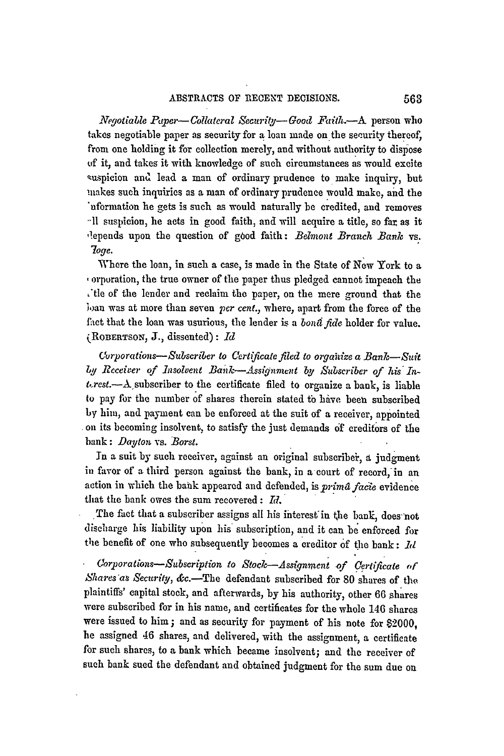*Negotiable Paper—Collateral Security—Good Faith.*—A person who takes negotiable paper as security for a loan made on the security thereof, from one holding it for collection merely, and without authority to dispose of it, and takes it with knowledge of such circumstances as would excite suspicion and lead a man of ordinary prudence to make inquiry, but makes such inquiries as a man of ordinary prudence would make, and the information he gets is such as would naturally be credited, and removes all suspicion, he acts in good faith, and will acquire a title, so far as it depends upon the question of good faith: *Belmont Branch Bank* vs. *Hoge.*

Where the loan, in such a case, is made in the State of New York to a corporation, the true owner of the paper thus pledged cannot impeach the title of the lender and reclaim the paper, on the mere ground that the loan was at more than seven *per cent.*, where, apart from the force of the fact that the loan was usurious, the lender is a *bonâ fide* holder for value. (ROBERTSON, J., dissented): *Id*

*Corporations—Subscriber to Certificate filed to organize a Bank—Suit by Receiver of Insolvent Bank—Assignment by Subscriber of his Interest.*—A subscriber to the certificate filed to organize a bank, is liable to pay for the number of shares therein stated to have been subscribed by him, and payment can be enforced at the suit of a receiver, appointed on its becoming insolvent, to satisfy the just demands of creditors of the bank: *Dayton* vs. *Borst.*

In a suit by such receiver, against an original subscriber, a judgment in favor of a third person against the bank, in a court of record, in an action in which the bank appeared and defended, is *primâ facie* evidence that the bank owes the sum recovered: *Id.*

The fact that a subscriber assigns all his interest in the bank, does not discharge his liability upon his subscription, and it can be enforced for the benefit of one who subsequently becomes a creditor of the bank: *Id*

*Corporations—Subscription to Stock—Assignment of Certificate of Shares as Security, &c.*—The defendant subscribed for 80 shares of the plaintiffs' capital stock, and afterwards, by his authority, other 66 shares were subscribed for in his name, and certificates for the whole 146 shares were issued to him; and as security for payment of his note for $2000, he assigned 46 shares, and delivered, with the assignment, a certificate for such shares, to a bank which became insolvent; and the receiver of such bank sued the defendant and obtained judgment for the sum due on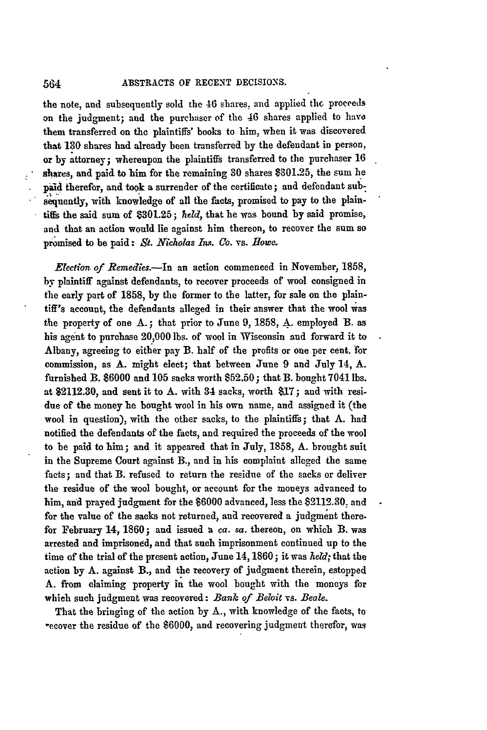the note, and subsequently sold the 46 shares, and applied the proceeds on the judgment; and the purchaser of the 46 shares applied to have them transferred on the plaintiffs' books to him, when it was discovered that 130 shares had already been transferred by the defendant in person, or by attorney; whereupon the plaintiffs transferred to the purchaser 16 shares, and paid to him for the remaining 30 shares $301.25, the sum he paid therefor, and took a surrender of the certificate; and defendant subsequently, with knowledge of all the facts, promised to pay to the plaintiffs the said sum of $301.25; *held*, that he was bound by said promise, and that an action would lie against him thereon, to recover the sum so promised to be paid: *St. Nicholas Ins. Co.* vs. *Howe.*

*Election of Remedies.*—In an action commenced in November, 1858, by plaintiff against defendants, to recover proceeds of wool consigned in the early part of 1858, by the former to the latter, for sale on the plaintiff's account, the defendants alleged in their answer that the wool was the property of one A.; that prior to June 9, 1858, A. employed B. as his agent to purchase 20,000 lbs. of wool in Wisconsin and forward it to Albany, agreeing to either pay B. half of the profits or one per cent. for commission, as A. might elect; that between June 9 and July 14, A. furnished B. $6000 and 105 sacks worth $52.50; that B. bought 7041 lbs. at $2112.30, and sent it to A. with 34 sacks, worth $17; and with residue of the money he bought wool in his own name, and assigned it (the wool in question), with the other sacks, to the plaintiffs; that A. had notified the defendants of the facts, and required the proceeds of the wool to be paid to him; and it appeared that in July, 1858, A. brought suit in the Supreme Court against B., and in his complaint alleged the same facts; and that B. refused to return the residue of the sacks or deliver the residue of the wool bought, or account for the moneys advanced to him, and prayed judgment for the $6000 advanced, less the $2112.30, and for the value of the sacks not returned, and recovered a judgment therefor February 14, 1860; and issued a *ca. sa.* thereon, on which B. was arrested and imprisoned, and that such imprisonment continued up to the time of the trial of the present action, June 14, 1860; it was *held;* that the action by A. against B., and the recovery of judgment therein, estopped A. from claiming property in the wool bought with the moneys for which such judgment was recovered: *Bank of Beloit* vs. *Beale.*

That the bringing of the action by A., with knowledge of the facts, to recover the residue of the $6000, and recovering judgment therefor, was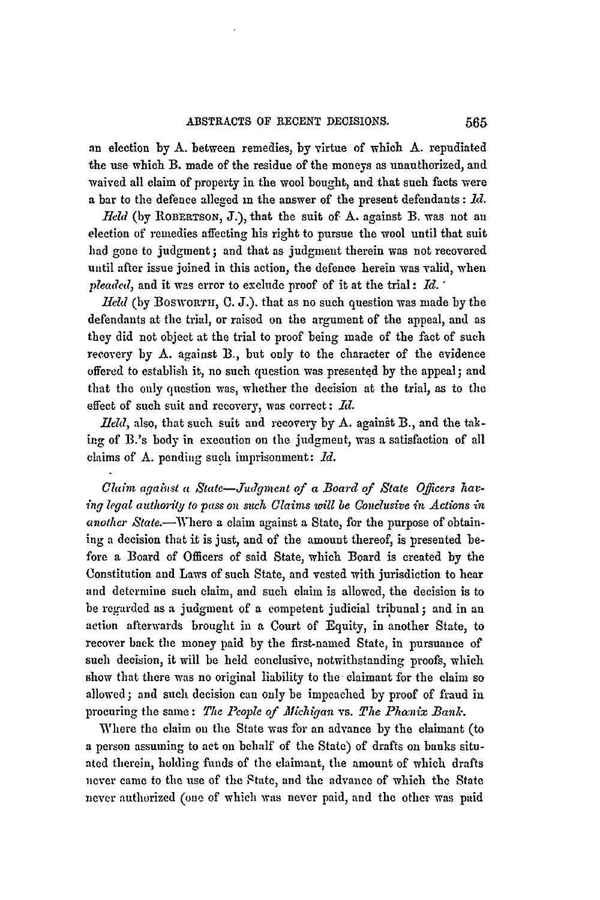an election by A. between remedies, by virtue of which A. repudiated the use which B. made of the residue of the moneys as unauthorized, and waived all claim of property in the wool bought, and that such facts were a bar to the defence alleged in the answer of the present defendants: *Id.*

*Held* (by ROBERTSON, J.), that the suit of A. against B. was not an election of remedies affecting his right to pursue the wool until that suit had gone to judgment; and that as judgment therein was not recovered until after issue joined in this action, the defence herein was valid, when *pleaded*, and it was error to exclude proof of it at the trial: *Id.*

*Held* (by BOSWORTH, C. J.), that as no such question was made by the defendants at the trial, or raised on the argument of the appeal, and as they did not object at the trial to proof being made of the fact of such recovery by A. against B., but only to the character of the evidence offered to establish it, no such question was presented by the appeal; and that the only question was, whether the decision at the trial, as to the effect of such suit and recovery, was correct: *Id.*

*Held*, also, that such suit and recovery by A. against B., and the taking of B.'s body in execution on the judgment, was a satisfaction of all claims of A. pending such imprisonment: *Id.*

*Claim against a State—Judgment of a Board of State Officers having legal authority to pass on such Claims will be Conclusive in Actions in another State.*—Where a claim against a State, for the purpose of obtaining a decision that it is just, and of the amount thereof, is presented before a Board of Officers of said State, which Board is created by the Constitution and Laws of such State, and vested with jurisdiction to hear and determine such claim, and such claim is allowed, the decision is to be regarded as a judgment of a competent judicial tribunal; and in an action afterwards brought in a Court of Equity, in another State, to recover back the money paid by the first-named State, in pursuance of such decision, it will be held conclusive, notwithstanding proofs, which show that there was no original liability to the claimant for the claim so allowed; and such decision can only be impeached by proof of fraud in procuring the same: *The People of Michigan* vs. *The Phœnix Bank.*

Where the claim on the State was for an advance by the claimant (to a person assuming to act on behalf of the State) of drafts on banks situated therein, holding funds of the claimant, the amount of which drafts never came to the use of the State, and the advance of which the State never authorized (one of which was never paid, and the other was paid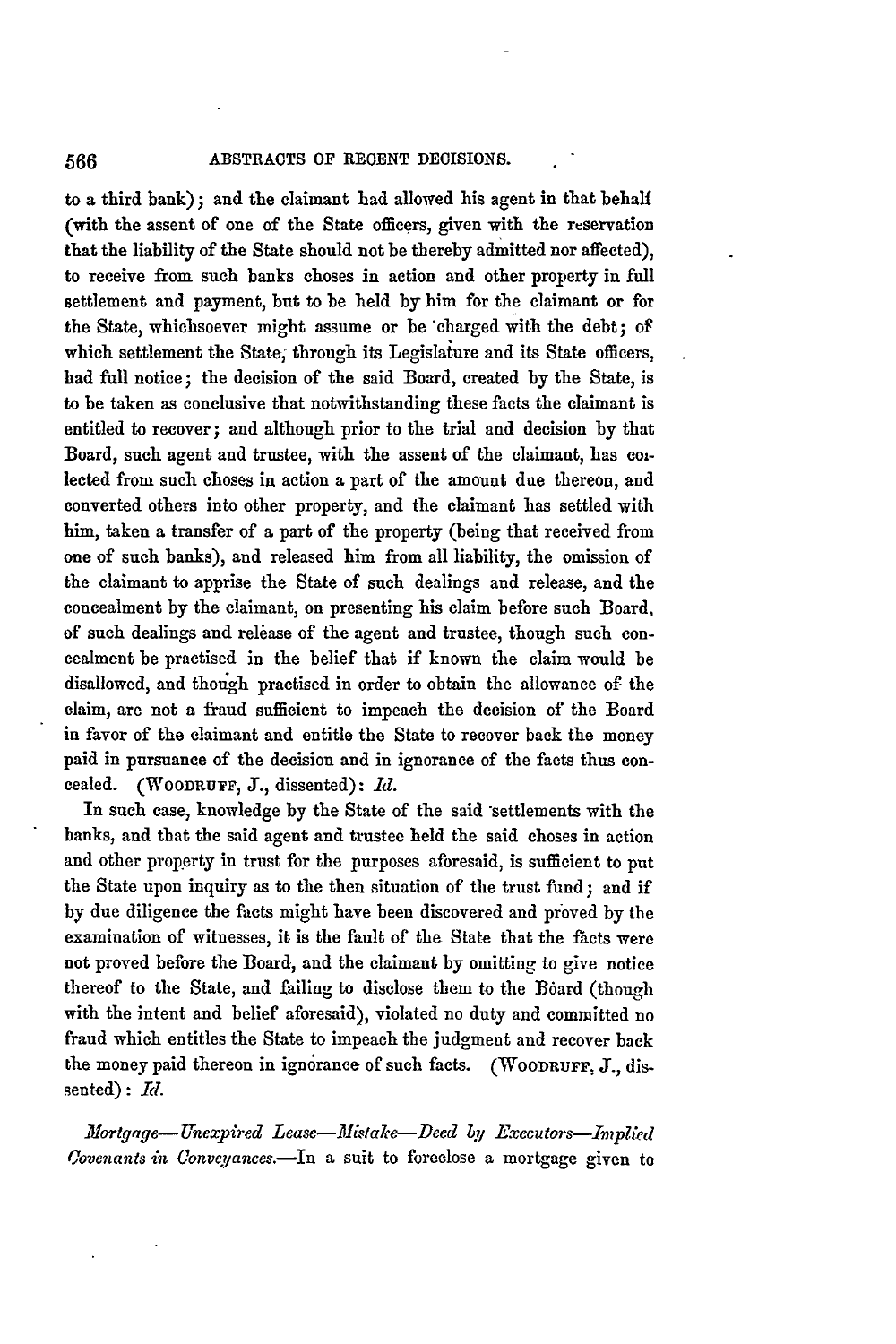to a third bank); and the claimant had allowed his agent in that behalf (with the assent of one of the State officers, given with the reservation that the liability of the State should not be thereby admitted nor affected), to receive from such banks choses in action and other property in full settlement and payment, but to be held by him for the claimant or for the State, whichsoever might assume or be charged with the debt; of which settlement the State, through its Legislature and its State officers, had full notice; the decision of the said Board, created by the State, is to be taken as conclusive that notwithstanding these facts the claimant is entitled to recover; and although prior to the trial and decision by that Board, such agent and trustee, with the assent of the claimant, has collected from such choses in action a part of the amount due thereon, and converted others into other property, and the claimant has settled with him, taken a transfer of a part of the property (being that received from one of such banks), and released him from all liability, the omission of the claimant to apprise the State of such dealings and release, and the concealment by the claimant, on presenting his claim before such Board, of such dealings and release of the agent and trustee, though such concealment be practised in the belief that if known the claim would be disallowed, and though practised in order to obtain the allowance of the claim, are not a fraud sufficient to impeach the decision of the Board in favor of the claimant and entitle the State to recover back the money paid in pursuance of the decision and in ignorance of the facts thus concealed. (WOODRUFF, J., dissented): *Id.*

In such case, knowledge by the State of the said settlements with the banks, and that the said agent and trustee held the said choses in action and other property in trust for the purposes aforesaid, is sufficient to put the State upon inquiry as to the then situation of the trust fund; and if by due diligence the facts might have been discovered and proved by the examination of witnesses, it is the fault of the State that the facts were not proved before the Board, and the claimant by omitting to give notice thereof to the State, and failing to disclose them to the Board (though with the intent and belief aforesaid), violated no duty and committed no fraud which entitles the State to impeach the judgment and recover back the money paid thereon in ignorance of such facts. (WOODRUFF, J., dissented): *Id.*

*Mortgage—Unexpired Lease—Mistake—Deed by Executors—Implied Covenants in Conveyances.*—In a suit to foreclose a mortgage given to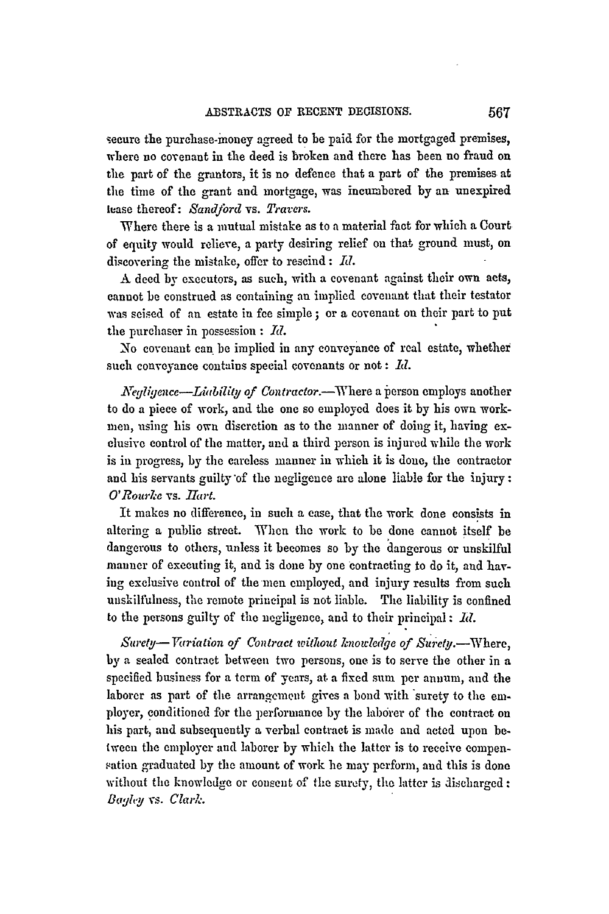secure the purchase-money agreed to be paid for the mortgaged premises, where no covenant in the deed is broken and there has been no fraud on the part of the grantors, it is no defence that a part of the premises at the time of the grant and mortgage, was incumbered by an unexpired lease thereof: *Sandford* vs. *Travers*.

Where there is a mutual mistake as to a material fact for which a Court of equity would relieve, a party desiring relief on that ground must, on discovering the mistake, offer to rescind: *Id.*

A deed by executors, as such, with a covenant against their own acts, cannot be construed as containing an implied covenant that their testator was seised of an estate in fee simple; or a covenant on their part to put the purchaser in possession: *Id.*

No covenant can be implied in any conveyance of real estate, whether such conveyance contains special covenants or not: *Id.*

*Negligence—Liability of Contractor.*—Where a person employs another to do a piece of work, and the one so employed does it by his own workmen, using his own discretion as to the manner of doing it, having exclusive control of the matter, and a third person is injured while the work is in progress, by the careless manner in which it is done, the contractor and his servants guilty of the negligence are alone liable for the injury: *O'Rourke* vs. *Hart*.

It makes no difference, in such a case, that the work done consists in altering a public street. When the work to be done cannot itself be dangerous to others, unless it becomes so by the dangerous or unskilful manner of executing it, and is done by one contracting to do it, and having exclusive control of the men employed, and injury results from such unskilfulness, the remote principal is not liable. The liability is confined to the persons guilty of the negligence, and to their principal: *Id.*

*Surety—Variation of Contract without knowledge of Surety.*—Where, by a sealed contract between two persons, one is to serve the other in a specified business for a term of years, at a fixed sum per annum, and the laborer as part of the arrangement gives a bond with surety to the employer, conditioned for the performance by the laborer of the contract on his part, and subsequently a verbal contract is made and acted upon between the employer and laborer by which the latter is to receive compensation graduated by the amount of work he may perform, and this is done without the knowledge or consent of the surety, the latter is discharged: *Bagley* vs. *Clark*.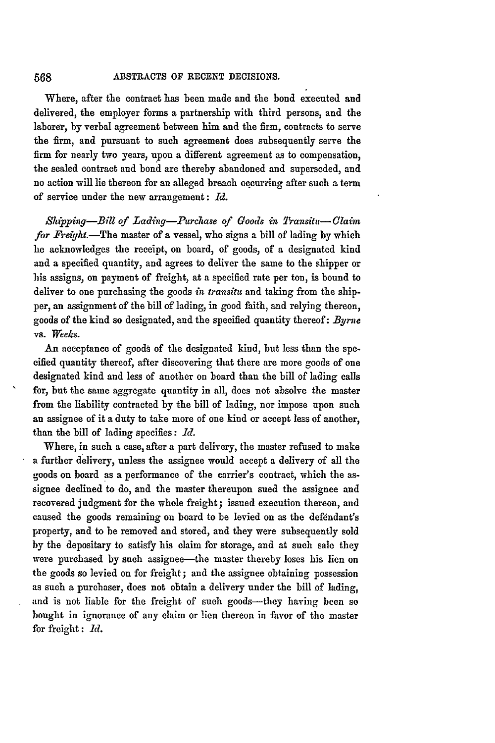Where, after the contract has been made and the bond executed and delivered, the employer forms a partnership with third persons, and the laborer, by verbal agreement between him and the firm, contracts to serve the firm, and pursuant to such agreement does subsequently serve the firm for nearly two years, upon a different agreement as to compensation, the sealed contract and bond are thereby abandoned and superseded, and no action will lie thereon for an alleged breach occurring after such a term of service under the new arrangement: *Id.*

*Shipping—Bill of Lading—Purchase of Goods in Transitu—Claim for Freight.*—The master of a vessel, who signs a bill of lading by which he acknowledges the receipt, on board, of goods, of a designated kind and a specified quantity, and agrees to deliver the same to the shipper or his assigns, on payment of freight, at a specified rate per ton, is bound to deliver to one purchasing the goods *in transitu* and taking from the shipper, an assignment of the bill of lading, in good faith, and relying thereon, goods of the kind so designated, and the specified quantity thereof: *Byrne* vs. *Weeks.*

An acceptance of goods of the designated kind, but less than the specified quantity thereof, after discovering that there are more goods of one designated kind and less of another on board than the bill of lading calls for, but the same aggregate quantity in all, does not absolve the master from the liability contracted by the bill of lading, nor impose upon such an assignee of it a duty to take more of one kind or accept less of another, than the bill of lading specifies: *Id.*

Where, in such a case, after a part delivery, the master refused to make a further delivery, unless the assignee would accept a delivery of all the goods on board as a performance of the carrier's contract, which the assignee declined to do, and the master thereupon sued the assignee and recovered judgment for the whole freight; issued execution thereon, and caused the goods remaining on board to be levied on as the defendant's property, and to be removed and stored, and they were subsequently sold by the depositary to satisfy his claim for storage, and at such sale they were purchased by such assignee—the master thereby loses his lien on the goods so levied on for freight; and the assignee obtaining possession as such a purchaser, does not obtain a delivery under the bill of lading, and is not liable for the freight of such goods—they having been so bought in ignorance of any claim or lien thereon in favor of the master for freight: *Id.*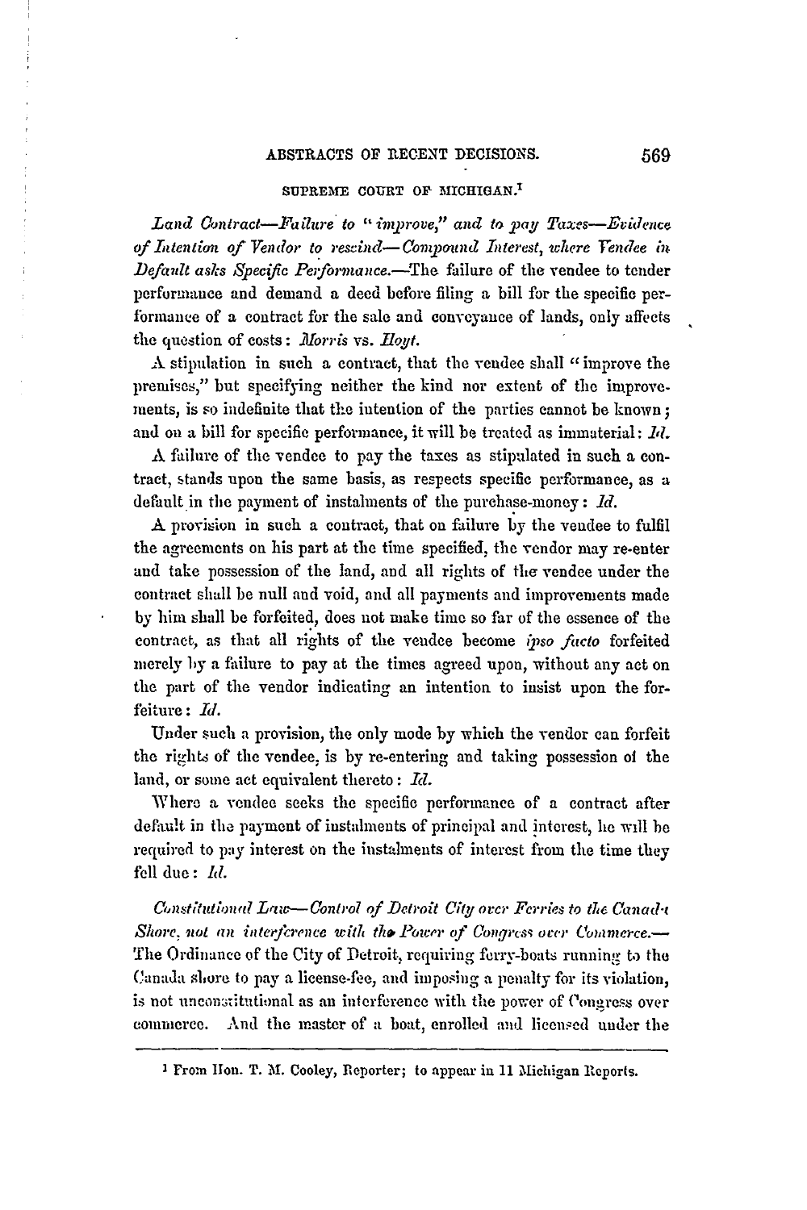## SUPREME COURT OF MICHIGAN.[1]

*Land Contract—Failure to "improve," and to pay Taxes—Evidence of Intention of Vendor to rescind—Compound Interest, where Vendee in Default asks Specific Performance.*—The failure of the vendee to tender performance and demand a deed before filing a bill for the specific performance of a contract for the sale and conveyance of lands, only affects the question of costs: *Morris* vs. *Hoyt.*

A stipulation in such a contract, that the vendee shall "improve the premises," but specifying neither the kind nor extent of the improvements, is so indefinite that the intention of the parties cannot be known; and on a bill for specific performance, it will be treated as immaterial: *Id.*

A failure of the vendee to pay the taxes as stipulated in such a contract, stands upon the same basis, as respects specific performance, as a default in the payment of instalments of the purchase-money: *Id.*

A provision in such a contract, that on failure by the vendee to fulfil the agreements on his part at the time specified, the vendor may re-enter and take possession of the land, and all rights of the vendee under the contract shall be null and void, and all payments and improvements made by him shall be forfeited, does not make time so far of the essence of the contract, as that all rights of the vendee become *ipso facto* forfeited merely by a failure to pay at the times agreed upon, without any act on the part of the vendor indicating an intention to insist upon the forfeiture: *Id.*

Under such a provision, the only mode by which the vendor can forfeit the rights of the vendee, is by re-entering and taking possession of the land, or some act equivalent thereto: *Id.*

Where a vendee seeks the specific performance of a contract after default in the payment of instalments of principal and interest, he will be required to pay interest on the instalments of interest from the time they fell due: *Id.*

*Constitutional Law—Control of Detroit City over Ferries to the Canada Shore, not an interference with the Power of Congress over Commerce.*—The Ordinance of the City of Detroit, requiring ferry-boats running to the Canada shore to pay a license-fee, and imposing a penalty for its violation, is not unconstitutional as an interference with the power of Congress over commerce. And the master of a boat, enrolled and licensed under the

---

[1] From Hon. T. M. Cooley, Reporter; to appear in 11 Michigan Reports.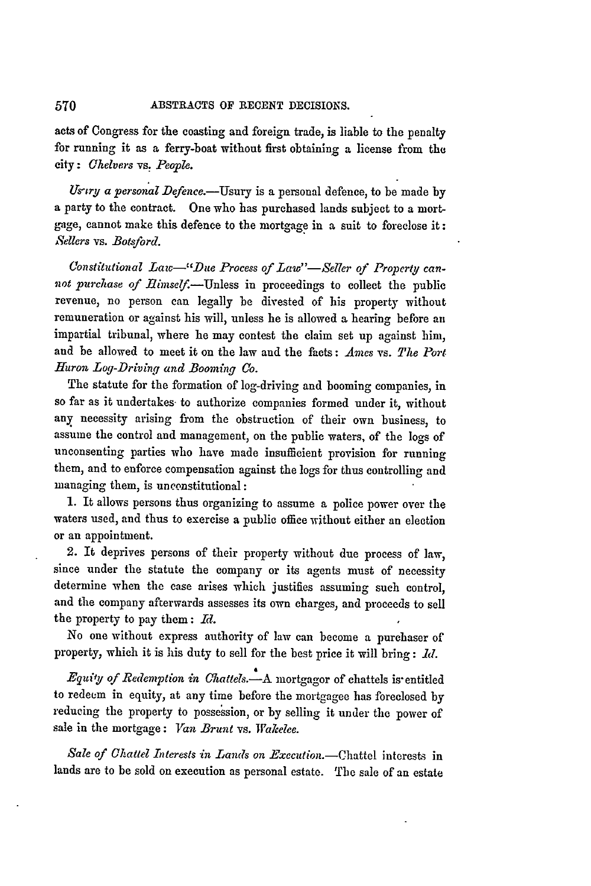acts of Congress for the coasting and foreign trade, is liable to the penalty for running it as a ferry-boat without first obtaining a license from the city: *Chelvers* vs. *People.*

*Usury a personal Defence.*—Usury is a personal defence, to be made by a party to the contract. One who has purchased lands subject to a mortgage, cannot make this defence to the mortgage in a suit to foreclose it: *Sellers* vs. *Botsford.*

*Constitutional Law—"Due Process of Law"—Seller of Property cannot purchase of Himself.*—Unless in proceedings to collect the public revenue, no person can legally be divested of his property without remuneration or against his will, unless he is allowed a hearing before an impartial tribunal, where he may contest the claim set up against him, and be allowed to meet it on the law and the facts: *Ames* vs. *The Port Huron Log-Driving and Booming Co.*

The statute for the formation of log-driving and booming companies, in so far as it undertakes to authorize companies formed under it, without any necessity arising from the obstruction of their own business, to assume the control and management, on the public waters, of the logs of unconsenting parties who have made insufficient provision for running them, and to enforce compensation against the logs for thus controlling and managing them, is unconstitutional:

1. It allows persons thus organizing to assume a police power over the waters used, and thus to exercise a public office without either an election or an appointment.

2. It deprives persons of their property without due process of law, since under the statute the company or its agents must of necessity determine when the case arises which justifies assuming such control, and the company afterwards assesses its own charges, and proceeds to sell the property to pay them: *Id.*

No one without express authority of law can become a purchaser of property, which it is his duty to sell for the best price it will bring: *Id.*

*Equity of Redemption in Chattels.*—A mortgagor of chattels is entitled to redeem in equity, at any time before the mortgagee has foreclosed by reducing the property to possession, or by selling it under the power of sale in the mortgage: *Van Brunt* vs. *Wakelee.*

*Sale of Chattel Interests in Lands on Execution.*—Chattel interests in lands are to be sold on execution as personal estate. The sale of an estate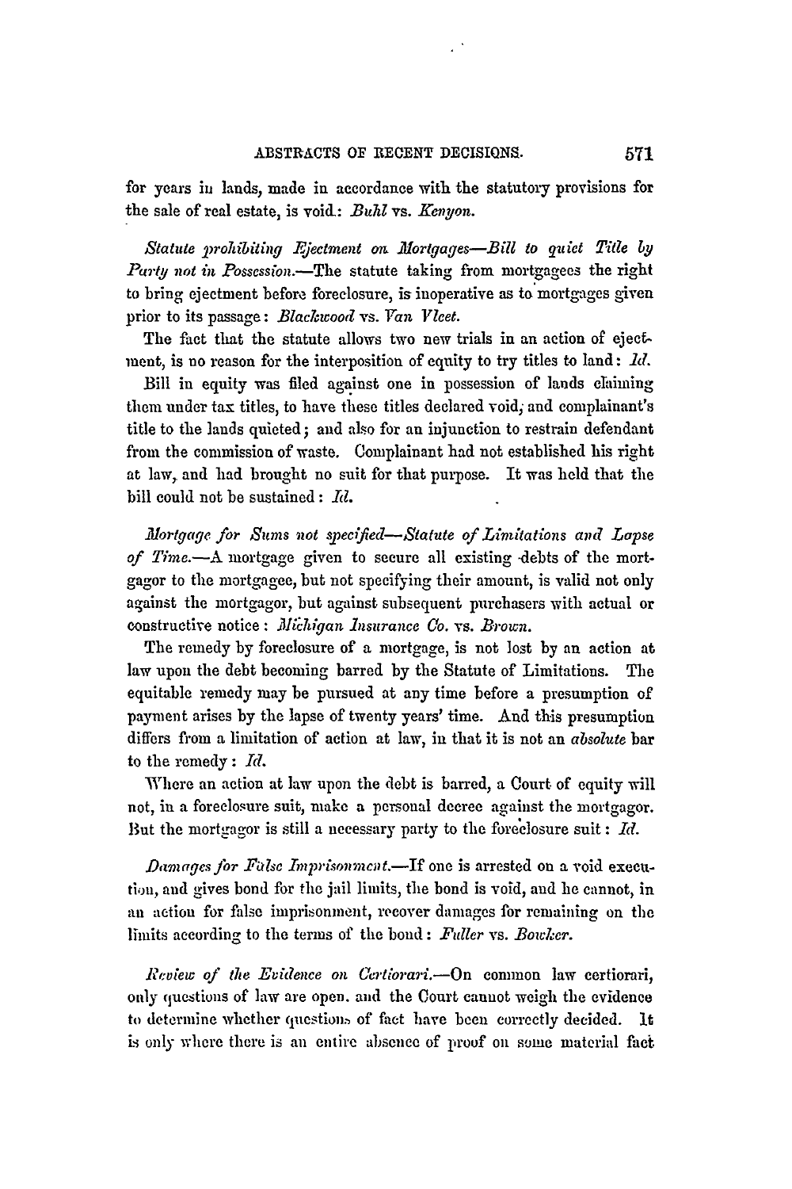for years in lands, made in accordance with the statutory provisions for the sale of real estate, is void: *Buhl* vs. *Kenyon*.

*Statute prohibiting Ejectment on Mortgages—Bill to quiet Title by Party not in Possession.*—The statute taking from mortgagees the right to bring ejectment before foreclosure, is inoperative as to mortgages given prior to its passage: *Blackwood* vs. *Van Vleet*.

The fact that the statute allows two new trials in an action of ejectment, is no reason for the interposition of equity to try titles to land: *Id.*

Bill in equity was filed against one in possession of lands claiming them under tax titles, to have these titles declared void; and complainant's title to the lands quieted; and also for an injunction to restrain defendant from the commission of waste. Complainant had not established his right at law, and had brought no suit for that purpose. It was held that the bill could not be sustained: *Id.*

*Mortgage for Sums not specified—Statute of Limitations and Lapse of Time.*—A mortgage given to secure all existing debts of the mortgagor to the mortgagee, but not specifying their amount, is valid not only against the mortgagor, but against subsequent purchasers with actual or constructive notice: *Michigan Insurance Co.* vs. *Brown*.

The remedy by foreclosure of a mortgage, is not lost by an action at law upon the debt becoming barred by the Statute of Limitations. The equitable remedy may be pursued at any time before a presumption of payment arises by the lapse of twenty years' time. And this presumption differs from a limitation of action at law, in that it is not an *absolute* bar to the remedy: *Id.*

Where an action at law upon the debt is barred, a Court of equity will not, in a foreclosure suit, make a personal decree against the mortgagor. But the mortgagor is still a necessary party to the foreclosure suit: *Id.*

*Damages for False Imprisonment.*—If one is arrested on a void execution, and gives bond for the jail limits, the bond is void, and he cannot, in an action for false imprisonment, recover damages for remaining on the limits according to the terms of the bond: *Fuller* vs. *Bowker*.

*Review of the Evidence on Certiorari.*—On common law certiorari, only questions of law are open, and the Court cannot weigh the evidence to determine whether questions of fact have been correctly decided. It is only where there is an entire absence of proof on some material fact